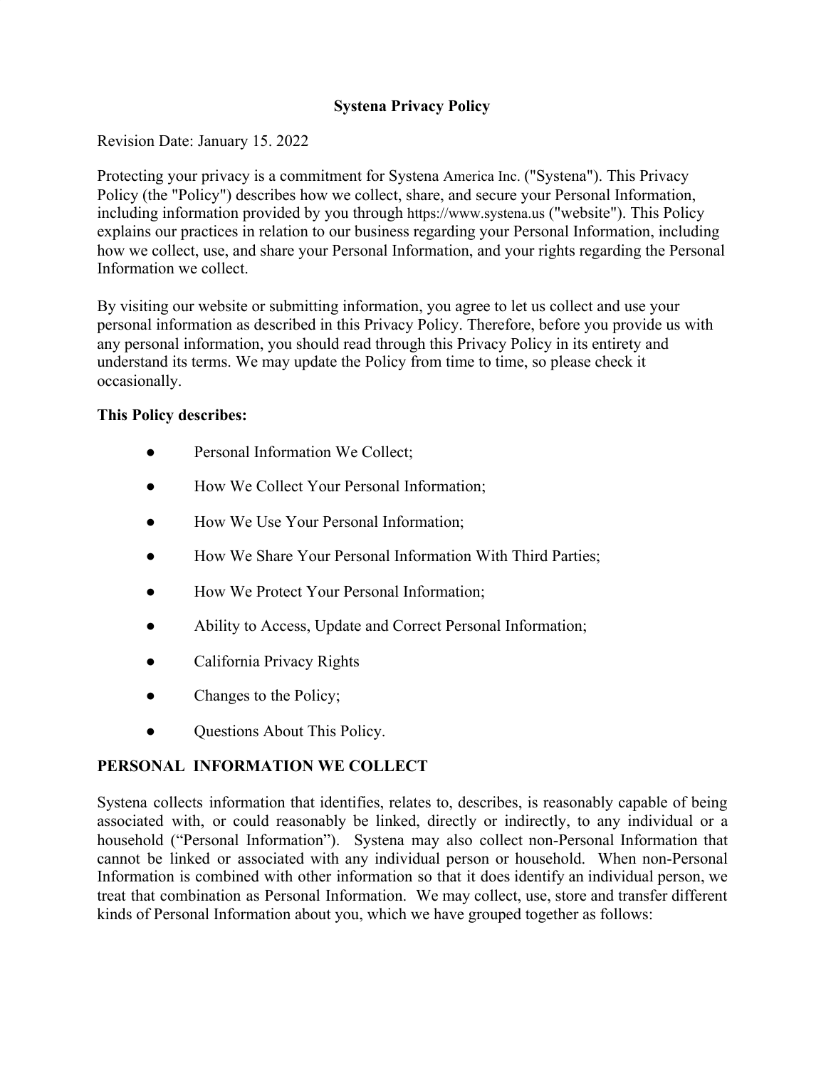# Systena Privacy Policy

Revision Date: January 15. 2022

Protecting your privacy is a commitment for Systena America Inc. ("Systena"). This Privacy Policy (the "Policy") describes how we collect, share, and secure your Personal Information, including information provided by you through https://www.systena.us ("website"). This Policy explains our practices in relation to our business regarding your Personal Information, including how we collect, use, and share your Personal Information, and your rights regarding the Personal Information we collect.

By visiting our website or submitting information, you agree to let us collect and use your personal information as described in this Privacy Policy. Therefore, before you provide us with any personal information, you should read through this Privacy Policy in its entirety and understand its terms. We may update the Policy from time to time, so please check it occasionally.

**This Policy describes:**

- Personal Information We Collect;
- How We Collect Your Personal Information;
- How We Use Your Personal Information;
- How We Share Your Personal Information With Third Parties;
- How We Protect Your Personal Information;
- Ability to Access, Update and Correct Personal Information;
- California Privacy Rights
- Changes to the Policy;
- Questions About This Policy.

## PERSONAL INFORMATION WE COLLECT

Systena collects information that identifies, relates to, describes, is reasonably capable of being associated with, or could reasonably be linked, directly or indirectly, to any individual or a household ("Personal Information"). Systena may also collect non-Personal Information that cannot be linked or associated with any individual person or household. When non-Personal Information is combined with other information so that it does identify an individual person, we treat that combination as Personal Information. We may collect, use, store and transfer different kinds of Personal Information about you, which we have grouped together as follows: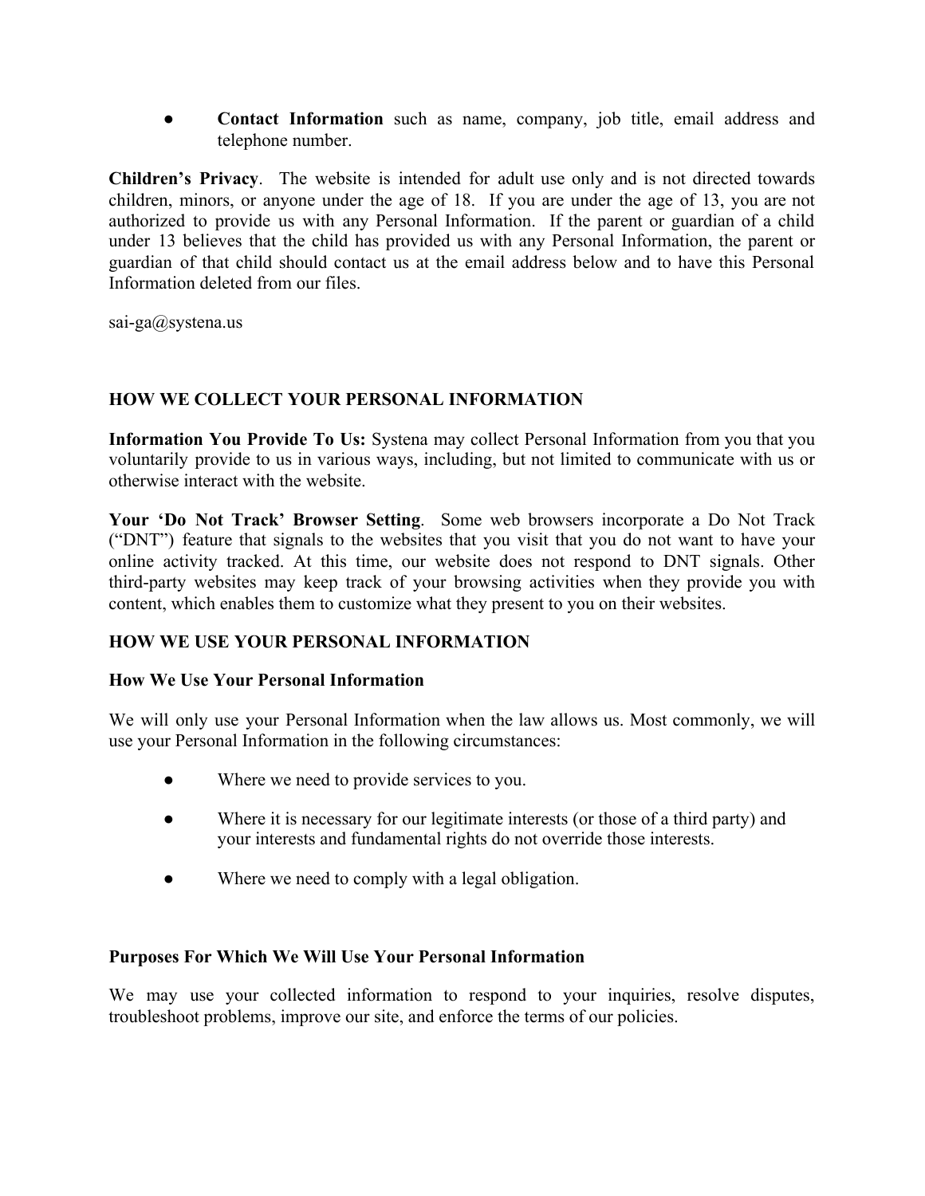- **Contact Information** such as name, company, job title, email address and telephone number.

**Children's Privacy**. The website is intended for adult use only and is not directed towards children, minors, or anyone under the age of 18. If you are under the age of 13, you are not authorized to provide us with any Personal Information. If the parent or guardian of a child under 13 believes that the child has provided us with any Personal Information, the parent or guardian of that child should contact us at the email address below and to have this Personal Information deleted from our files.

sai-ga@systena.us

## HOW WE COLLECT YOUR PERSONAL INFORMATION

**Information You Provide To Us:** Systena may collect Personal Information from you that you voluntarily provide to us in various ways, including, but not limited to communicate with us or otherwise interact with the website.

**Your 'Do Not Track' Browser Setting**. Some web browsers incorporate a Do Not Track ("DNT") feature that signals to the websites that you visit that you do not want to have your online activity tracked. At this time, our website does not respond to DNT signals. Other third-party websites may keep track of your browsing activities when they provide you with content, which enables them to customize what they present to you on their websites.

## HOW WE USE YOUR PERSONAL INFORMATION

### How We Use Your Personal Information

We will only use your Personal Information when the law allows us. Most commonly, we will use your Personal Information in the following circumstances:

- Where we need to provide services to you.
- Where it is necessary for our legitimate interests (or those of a third party) and your interests and fundamental rights do not override those interests.
- Where we need to comply with a legal obligation.

### Purposes For Which We Will Use Your Personal Information

We may use your collected information to respond to your inquiries, resolve disputes, troubleshoot problems, improve our site, and enforce the terms of our policies.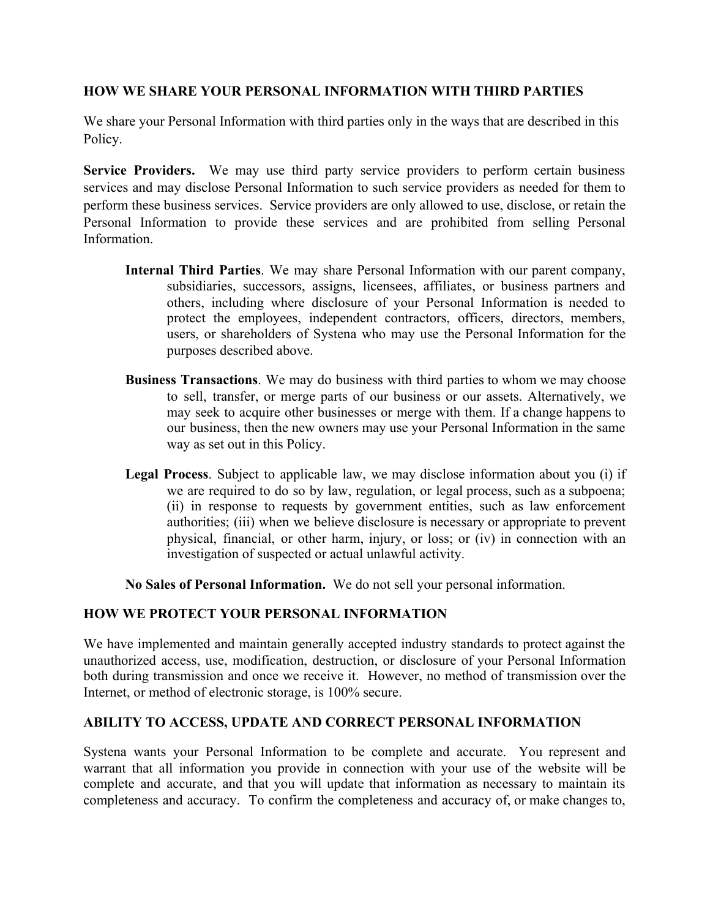## HOW WE SHARE YOUR PERSONAL INFORMATION WITH THIRD PARTIES

We share your Personal Information with third parties only in the ways that are described in this Policy.

**Service Providers.** We may use third party service providers to perform certain business services and may disclose Personal Information to such service providers as needed for them to perform these business services. Service providers are only allowed to use, disclose, or retain the Personal Information to provide these services and are prohibited from selling Personal Information.

**Internal Third Parties**. We may share Personal Information with our parent company, subsidiaries, successors, assigns, licensees, affiliates, or business partners and others, including where disclosure of your Personal Information is needed to protect the employees, independent contractors, officers, directors, members, users, or shareholders of Systena who may use the Personal Information for the purposes described above.

**Business Transactions**. We may do business with third parties to whom we may choose to sell, transfer, or merge parts of our business or our assets. Alternatively, we may seek to acquire other businesses or merge with them. If a change happens to our business, then the new owners may use your Personal Information in the same way as set out in this Policy.

**Legal Process**. Subject to applicable law, we may disclose information about you (i) if we are required to do so by law, regulation, or legal process, such as a subpoena; (ii) in response to requests by government entities, such as law enforcement authorities; (iii) when we believe disclosure is necessary or appropriate to prevent physical, financial, or other harm, injury, or loss; or (iv) in connection with an investigation of suspected or actual unlawful activity.

**No Sales of Personal Information.** We do not sell your personal information.

## HOW WE PROTECT YOUR PERSONAL INFORMATION

We have implemented and maintain generally accepted industry standards to protect against the unauthorized access, use, modification, destruction, or disclosure of your Personal Information both during transmission and once we receive it. However, no method of transmission over the Internet, or method of electronic storage, is 100% secure.

## ABILITY TO ACCESS, UPDATE AND CORRECT PERSONAL INFORMATION

Systena wants your Personal Information to be complete and accurate. You represent and warrant that all information you provide in connection with your use of the website will be complete and accurate, and that you will update that information as necessary to maintain its completeness and accuracy. To confirm the completeness and accuracy of, or make changes to,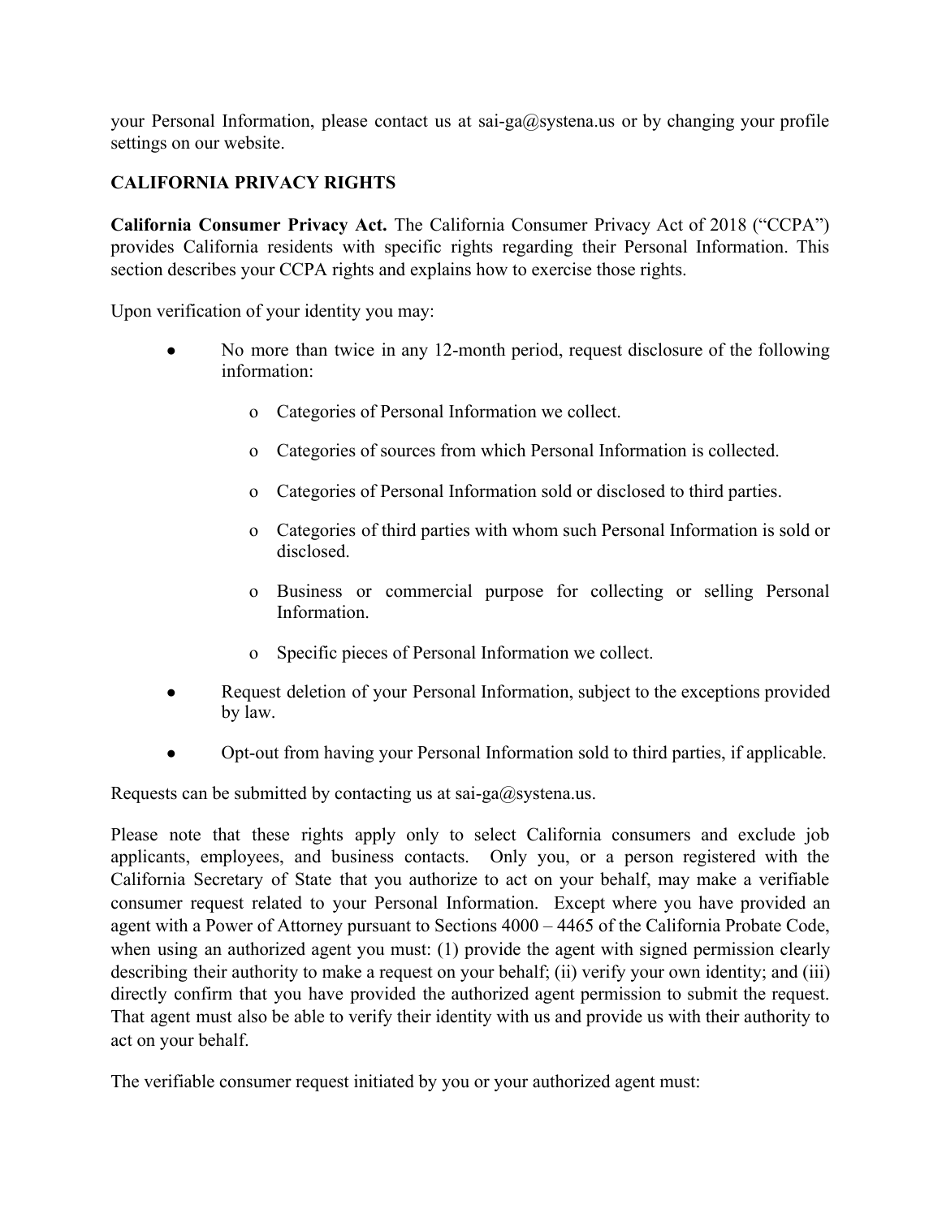your Personal Information, please contact us at sai-ga@systena.us or by changing your profile settings on our website.

**CALIFORNIA PRIVACY RIGHTS**

**California Consumer Privacy Act.** The California Consumer Privacy Act of 2018 ("CCPA") provides California residents with specific rights regarding their Personal Information. This section describes your CCPA rights and explains how to exercise those rights.

Upon verification of your identity you may:

- No more than twice in any 12-month period, request disclosure of the following information:
  - Categories of Personal Information we collect.
  - Categories of sources from which Personal Information is collected.
  - Categories of Personal Information sold or disclosed to third parties.
  - Categories of third parties with whom such Personal Information is sold or disclosed.
  - Business or commercial purpose for collecting or selling Personal Information.
  - Specific pieces of Personal Information we collect.
- Request deletion of your Personal Information, subject to the exceptions provided by law.
- Opt-out from having your Personal Information sold to third parties, if applicable.

Requests can be submitted by contacting us at sai-ga@systena.us.

Please note that these rights apply only to select California consumers and exclude job applicants, employees, and business contacts. Only you, or a person registered with the California Secretary of State that you authorize to act on your behalf, may make a verifiable consumer request related to your Personal Information. Except where you have provided an agent with a Power of Attorney pursuant to Sections 4000 – 4465 of the California Probate Code, when using an authorized agent you must: (1) provide the agent with signed permission clearly describing their authority to make a request on your behalf; (ii) verify your own identity; and (iii) directly confirm that you have provided the authorized agent permission to submit the request. That agent must also be able to verify their identity with us and provide us with their authority to act on your behalf.

The verifiable consumer request initiated by you or your authorized agent must: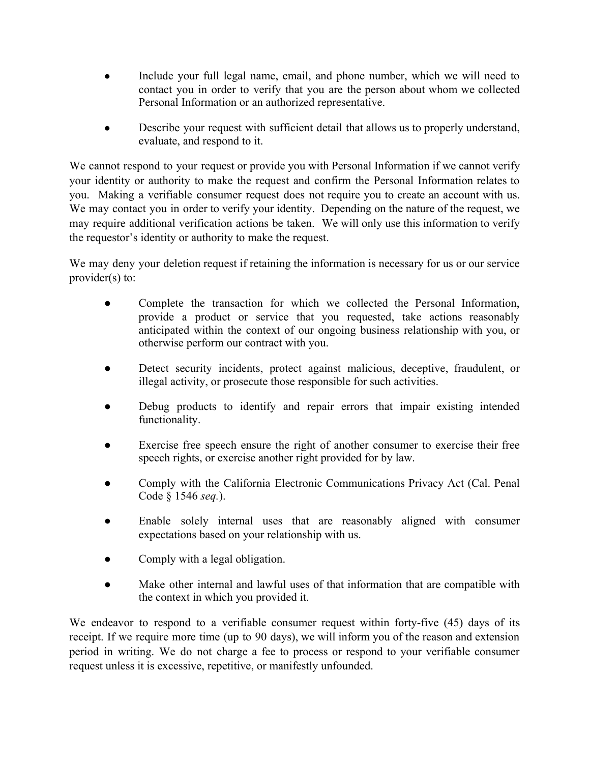- Include your full legal name, email, and phone number, which we will need to contact you in order to verify that you are the person about whom we collected Personal Information or an authorized representative.

- Describe your request with sufficient detail that allows us to properly understand, evaluate, and respond to it.

We cannot respond to your request or provide you with Personal Information if we cannot verify your identity or authority to make the request and confirm the Personal Information relates to you. Making a verifiable consumer request does not require you to create an account with us. We may contact you in order to verify your identity. Depending on the nature of the request, we may require additional verification actions be taken. We will only use this information to verify the requestor's identity or authority to make the request.

We may deny your deletion request if retaining the information is necessary for us or our service provider(s) to:

- Complete the transaction for which we collected the Personal Information, provide a product or service that you requested, take actions reasonably anticipated within the context of our ongoing business relationship with you, or otherwise perform our contract with you.

- Detect security incidents, protect against malicious, deceptive, fraudulent, or illegal activity, or prosecute those responsible for such activities.

- Debug products to identify and repair errors that impair existing intended functionality.

- Exercise free speech ensure the right of another consumer to exercise their free speech rights, or exercise another right provided for by law.

- Comply with the California Electronic Communications Privacy Act (Cal. Penal Code § 1546 *seq.*).

- Enable solely internal uses that are reasonably aligned with consumer expectations based on your relationship with us.

- Comply with a legal obligation.

- Make other internal and lawful uses of that information that are compatible with the context in which you provided it.

We endeavor to respond to a verifiable consumer request within forty-five (45) days of its receipt. If we require more time (up to 90 days), we will inform you of the reason and extension period in writing. We do not charge a fee to process or respond to your verifiable consumer request unless it is excessive, repetitive, or manifestly unfounded.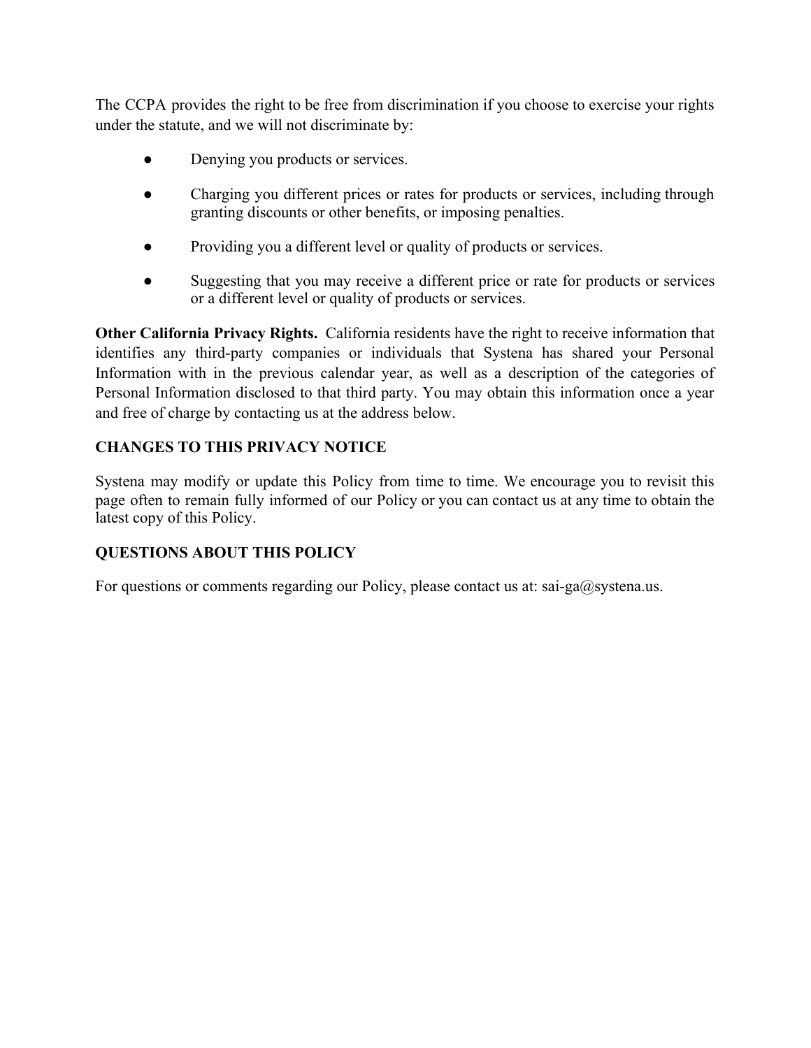The CCPA provides the right to be free from discrimination if you choose to exercise your rights under the statute, and we will not discriminate by:

- Denying you products or services.
- Charging you different prices or rates for products or services, including through granting discounts or other benefits, or imposing penalties.
- Providing you a different level or quality of products or services.
- Suggesting that you may receive a different price or rate for products or services or a different level or quality of products or services.

**Other California Privacy Rights.** California residents have the right to receive information that identifies any third-party companies or individuals that Systena has shared your Personal Information with in the previous calendar year, as well as a description of the categories of Personal Information disclosed to that third party. You may obtain this information once a year and free of charge by contacting us at the address below.

## CHANGES TO THIS PRIVACY NOTICE

Systena may modify or update this Policy from time to time. We encourage you to revisit this page often to remain fully informed of our Policy or you can contact us at any time to obtain the latest copy of this Policy.

## QUESTIONS ABOUT THIS POLICY

For questions or comments regarding our Policy, please contact us at: sai-ga@systena.us.